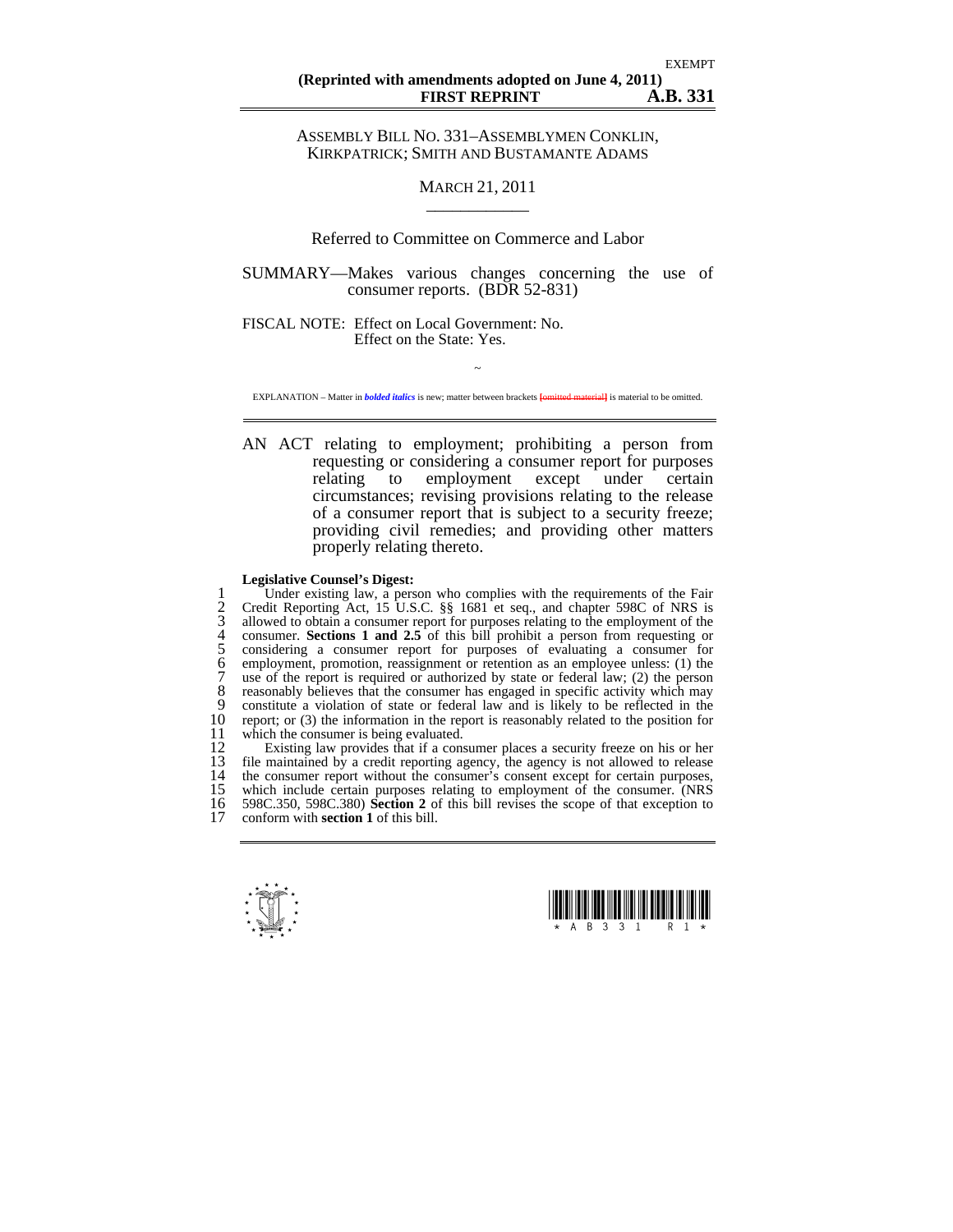EXEMPT

**(Reprinted with amendments adopted on June 4, 2011)**
**FIRST REPRINT** **A.B. 331**

ASSEMBLY BILL NO. 331–ASSEMBLYMEN CONKLIN, KIRKPATRICK; SMITH AND BUSTAMANTE ADAMS

MARCH 21, 2011

Referred to Committee on Commerce and Labor

SUMMARY—Makes various changes concerning the use of consumer reports. (BDR 52-831)

FISCAL NOTE: Effect on Local Government: No.
Effect on the State: Yes.

~

EXPLANATION – Matter in ***bolded italics*** is new; matter between brackets [omitted material] is material to be omitted.

AN ACT relating to employment; prohibiting a person from requesting or considering a consumer report for purposes relating to employment except under certain circumstances; revising provisions relating to the release of a consumer report that is subject to a security freeze; providing civil remedies; and providing other matters properly relating thereto.

**Legislative Counsel's Digest:**

1 Under existing law, a person who complies with the requirements of the Fair
2 Credit Reporting Act, 15 U.S.C. §§ 1681 et seq., and chapter 598C of NRS is
3 allowed to obtain a consumer report for purposes relating to the employment of the
4 consumer. **Sections 1 and 2.5** of this bill prohibit a person from requesting or
5 considering a consumer report for purposes of evaluating a consumer for
6 employment, promotion, reassignment or retention as an employee unless: (1) the
7 use of the report is required or authorized by state or federal law; (2) the person
8 reasonably believes that the consumer has engaged in specific activity which may
9 constitute a violation of state or federal law and is likely to be reflected in the
10 report; or (3) the information in the report is reasonably related to the position for
11 which the consumer is being evaluated.
12 Existing law provides that if a consumer places a security freeze on his or her
13 file maintained by a credit reporting agency, the agency is not allowed to release
14 the consumer report without the consumer's consent except for certain purposes,
15 which include certain purposes relating to employment of the consumer. (NRS
16 598C.350, 598C.380) **Section 2** of this bill revises the scope of that exception to
17 conform with **section 1** of this bill.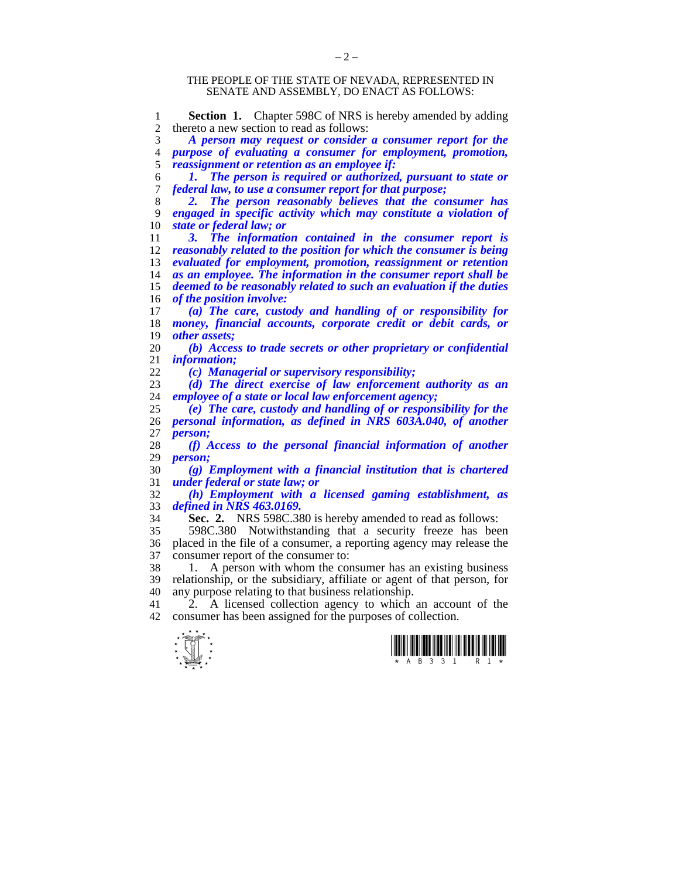THE PEOPLE OF THE STATE OF NEVADA, REPRESENTED IN SENATE AND ASSEMBLY, DO ENACT AS FOLLOWS:

**Section 1.** Chapter 598C of NRS is hereby amended by adding thereto a new section to read as follows:

***A person may request or consider a consumer report for the purpose of evaluating a consumer for employment, promotion, reassignment or retention as an employee if:***

***1. The person is required or authorized, pursuant to state or federal law, to use a consumer report for that purpose;***

***2. The person reasonably believes that the consumer has engaged in specific activity which may constitute a violation of state or federal law; or***

***3. The information contained in the consumer report is reasonably related to the position for which the consumer is being evaluated for employment, promotion, reassignment or retention as an employee. The information in the consumer report shall be deemed to be reasonably related to such an evaluation if the duties of the position involve:***

***(a) The care, custody and handling of or responsibility for money, financial accounts, corporate credit or debit cards, or other assets;***

***(b) Access to trade secrets or other proprietary or confidential information;***

***(c) Managerial or supervisory responsibility;***

***(d) The direct exercise of law enforcement authority as an employee of a state or local law enforcement agency;***

***(e) The care, custody and handling of or responsibility for the personal information, as defined in NRS 603A.040, of another person;***

***(f) Access to the personal financial information of another person;***

***(g) Employment with a financial institution that is chartered under federal or state law; or***

***(h) Employment with a licensed gaming establishment, as defined in NRS 463.0169.***

**Sec. 2.** NRS 598C.380 is hereby amended to read as follows:

598C.380 Notwithstanding that a security freeze has been placed in the file of a consumer, a reporting agency may release the consumer report of the consumer to:

1. A person with whom the consumer has an existing business relationship, or the subsidiary, affiliate or agent of that person, for any purpose relating to that business relationship.

2. A licensed collection agency to which an account of the consumer has been assigned for the purposes of collection.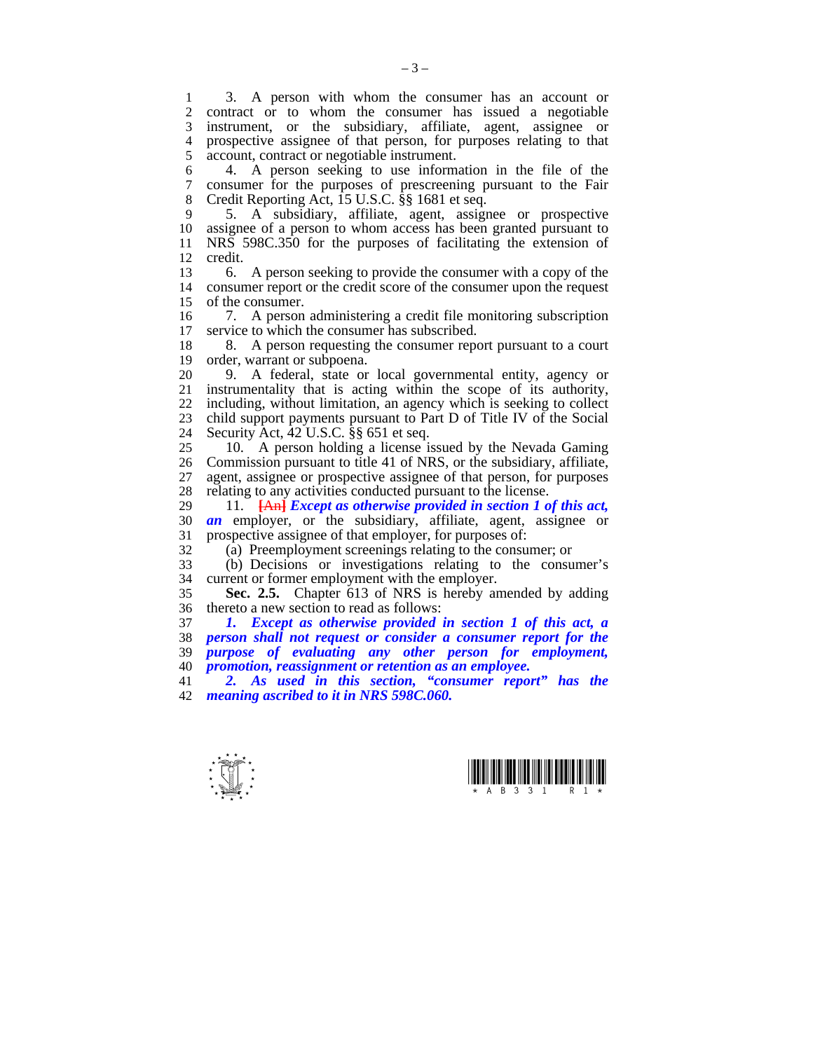3. A person with whom the consumer has an account or contract or to whom the consumer has issued a negotiable instrument, or the subsidiary, affiliate, agent, assignee or prospective assignee of that person, for purposes relating to that account, contract or negotiable instrument.

4. A person seeking to use information in the file of the consumer for the purposes of prescreening pursuant to the Fair Credit Reporting Act, 15 U.S.C. §§ 1681 et seq.

5. A subsidiary, affiliate, agent, assignee or prospective assignee of a person to whom access has been granted pursuant to NRS 598C.350 for the purposes of facilitating the extension of credit.

6. A person seeking to provide the consumer with a copy of the consumer report or the credit score of the consumer upon the request of the consumer.

7. A person administering a credit file monitoring subscription service to which the consumer has subscribed.

8. A person requesting the consumer report pursuant to a court order, warrant or subpoena.

9. A federal, state or local governmental entity, agency or instrumentality that is acting within the scope of its authority, including, without limitation, an agency which is seeking to collect child support payments pursuant to Part D of Title IV of the Social Security Act, 42 U.S.C. §§ 651 et seq.

10. A person holding a license issued by the Nevada Gaming Commission pursuant to title 41 of NRS, or the subsidiary, affiliate, agent, assignee or prospective assignee of that person, for purposes relating to any activities conducted pursuant to the license.

11. ~~[An]~~ ***Except as otherwise provided in section 1 of this act, an*** employer, or the subsidiary, affiliate, agent, assignee or prospective assignee of that employer, for purposes of:

(a) Preemployment screenings relating to the consumer; or

(b) Decisions or investigations relating to the consumer's current or former employment with the employer.

**Sec. 2.5.** Chapter 613 of NRS is hereby amended by adding thereto a new section to read as follows:

***1. Except as otherwise provided in section 1 of this act, a person shall not request or consider a consumer report for the purpose of evaluating any other person for employment, promotion, reassignment or retention as an employee.***

***2. As used in this section, "consumer report" has the meaning ascribed to it in NRS 598C.060.***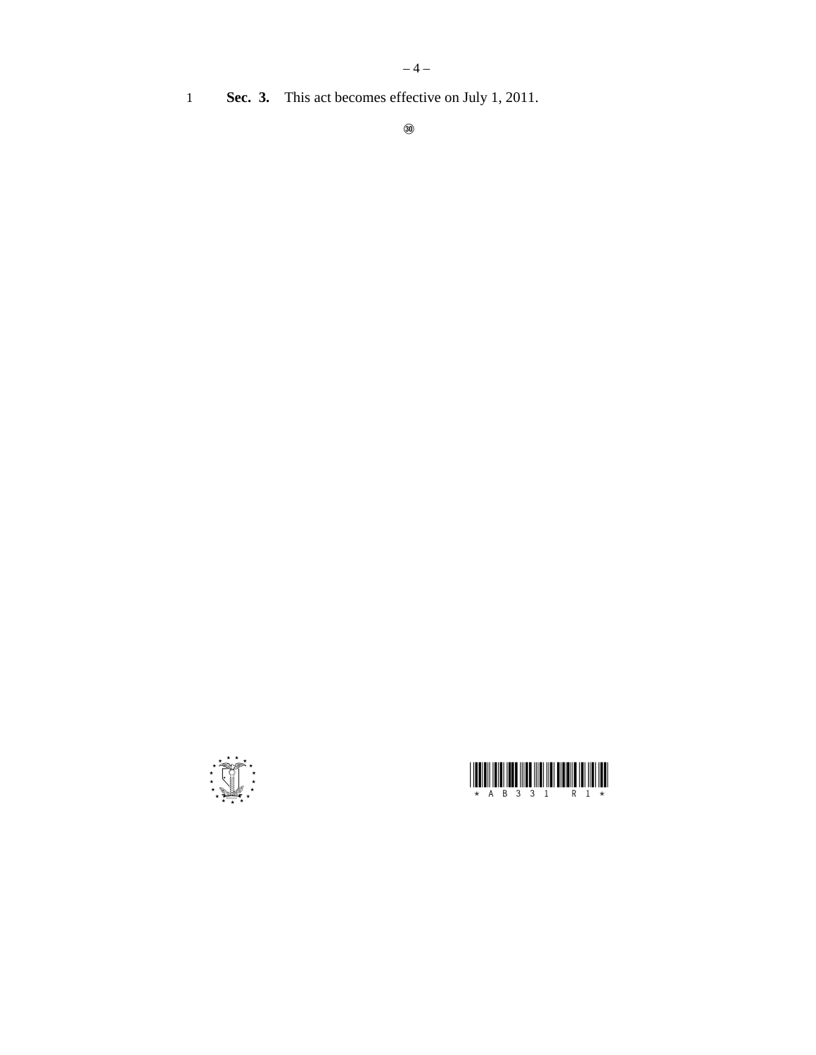**Sec. 3.** This act becomes effective on July 1, 2011.

⑳